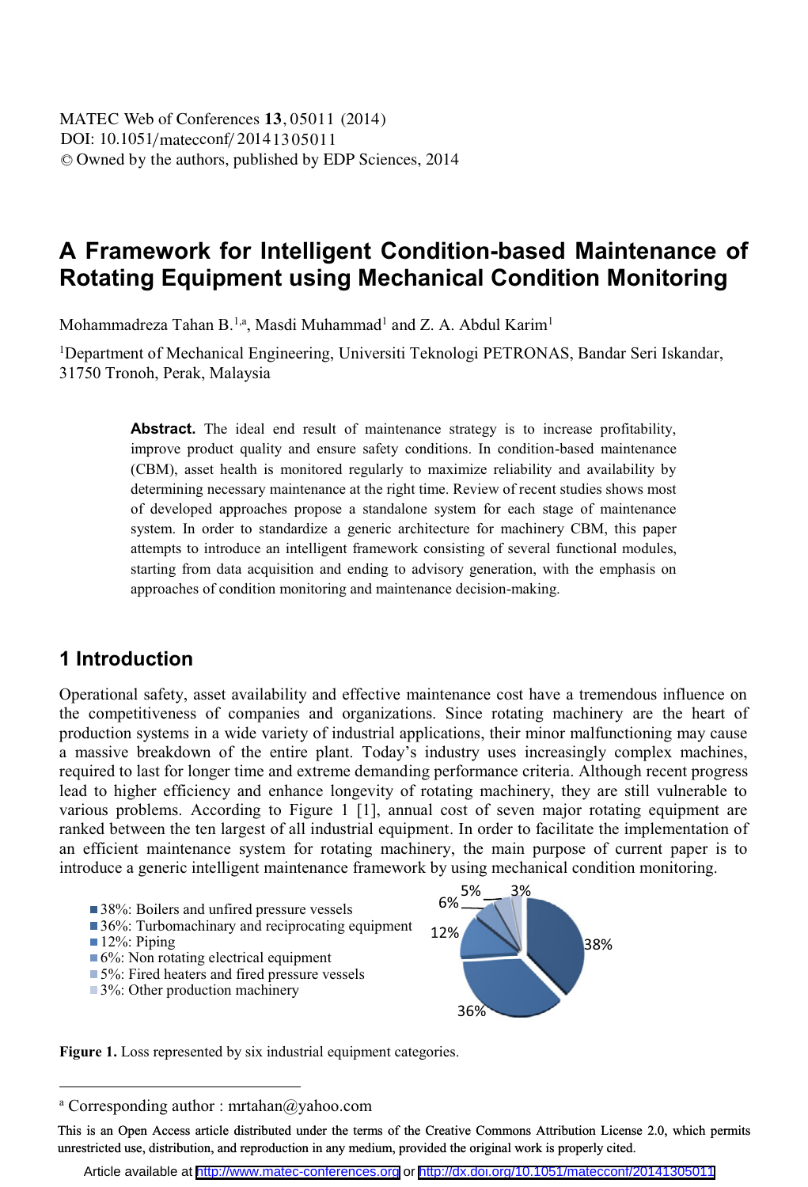# A Framework for Intelligent Condition-based Maintenance of Rotating Equipment using Mechanical Condition Monitoring

Mohammadreza Tahan B.[1,a], Masdi Muhammad[1] and Z. A. Abdul Karim[1]

[1]Department of Mechanical Engineering, Universiti Teknologi PETRONAS, Bandar Seri Iskandar, 31750 Tronoh, Perak, Malaysia

**Abstract.** The ideal end result of maintenance strategy is to increase profitability, improve product quality and ensure safety conditions. In condition-based maintenance (CBM), asset health is monitored regularly to maximize reliability and availability by determining necessary maintenance at the right time. Review of recent studies shows most of developed approaches propose a standalone system for each stage of maintenance system. In order to standardize a generic architecture for machinery CBM, this paper attempts to introduce an intelligent framework consisting of several functional modules, starting from data acquisition and ending to advisory generation, with the emphasis on approaches of condition monitoring and maintenance decision-making.

## 1 Introduction

Operational safety, asset availability and effective maintenance cost have a tremendous influence on the competitiveness of companies and organizations. Since rotating machinery are the heart of production systems in a wide variety of industrial applications, their minor malfunctioning may cause a massive breakdown of the entire plant. Today's industry uses increasingly complex machines, required to last for longer time and extreme demanding performance criteria. Although recent progress lead to higher efficiency and enhance longevity of rotating machinery, they are still vulnerable to various problems. According to Figure 1 [1], annual cost of seven major rotating equipment are ranked between the ten largest of all industrial equipment. In order to facilitate the implementation of an efficient maintenance system for rotating machinery, the main purpose of current paper is to introduce a generic intelligent maintenance framework by using mechanical condition monitoring.

- 38%: Boilers and unfired pressure vessels
- 36%: Turbomachinary and reciprocating equipment
- 12%: Piping
- 6%: Non rotating electrical equipment
- 5%: Fired heaters and fired pressure vessels
- 3%: Other production machinery

**Figure 1.** Loss represented by six industrial equipment categories.

[a] Corresponding author : mrtahan@yahoo.com

This is an Open Access article distributed under the terms of the Creative Commons Attribution License 2.0, which permits unrestricted use, distribution, and reproduction in any medium, provided the original work is properly cited.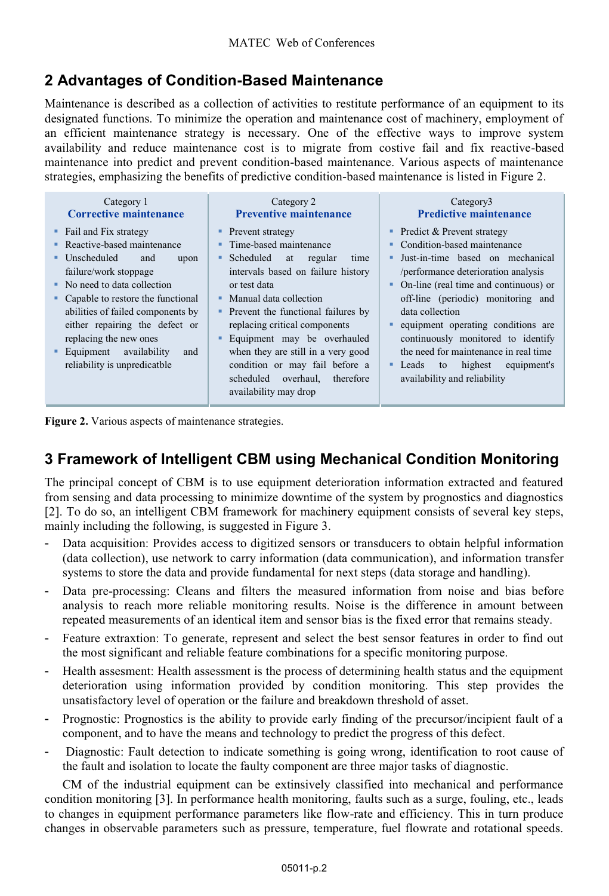## 2 Advantages of Condition-Based Maintenance

Maintenance is described as a collection of activities to restitute performance of an equipment to its designated functions. To minimize the operation and maintenance cost of machinery, employment of an efficient maintenance strategy is necessary. One of the effective ways to improve system availability and reduce maintenance cost is to migrate from costive fail and fix reactive-based maintenance into predict and prevent condition-based maintenance. Various aspects of maintenance strategies, emphasizing the benefits of predictive condition-based maintenance is listed in Figure 2.

| Category 1 **Corrective maintenance** | Category 2 **Preventive maintenance** | Category3 **Predictive maintenance** |
|---|---|---|
| ▪ Fail and Fix strategy<br>▪ Reactive-based maintenance<br>▪ Unscheduled and upon failure/work stoppage<br>▪ No need to data collection<br>▪ Capable to restore the functional abilities of failed components by either repairing the defect or replacing the new ones<br>▪ Equipment availability and reliability is unpredicatble | ▪ Prevent strategy<br>▪ Time-based maintenance<br>▪ Scheduled at regular time intervals based on failure history or test data<br>▪ Manual data collection<br>▪ Prevent the functional failures by replacing critical components<br>▪ Equipment may be overhauled when they are still in a very good condition or may fail before a scheduled overhaul, therefore availability may drop | ▪ Predict & Prevent strategy<br>▪ Condition-based maintenance<br>▪ Just-in-time based on mechanical /performance deterioration analysis<br>▪ On-line (real time and continuous) or off-line (periodic) monitoring and data collection<br>▪ equipment operating conditions are continuously monitored to identify the need for maintenance in real time<br>▪ Leads to highest equipment's availability and reliability |

**Figure 2.** Various aspects of maintenance strategies.

## 3 Framework of Intelligent CBM using Mechanical Condition Monitoring

The principal concept of CBM is to use equipment deterioration information extracted and featured from sensing and data processing to minimize downtime of the system by prognostics and diagnostics [2]. To do so, an intelligent CBM framework for machinery equipment consists of several key steps, mainly including the following, is suggested in Figure 3.

- Data acquisition: Provides access to digitized sensors or transducers to obtain helpful information (data collection), use network to carry information (data communication), and information transfer systems to store the data and provide fundamental for next steps (data storage and handling).
- Data pre-processing: Cleans and filters the measured information from noise and bias before analysis to reach more reliable monitoring results. Noise is the difference in amount between repeated measurements of an identical item and sensor bias is the fixed error that remains steady.
- Feature extraxtion: To generate, represent and select the best sensor features in order to find out the most significant and reliable feature combinations for a specific monitoring purpose.
- Health assesment: Health assessment is the process of determining health status and the equipment deterioration using information provided by condition monitoring. This step provides the unsatisfactory level of operation or the failure and breakdown threshold of asset.
- Prognostic: Prognostics is the ability to provide early finding of the precursor/incipient fault of a component, and to have the means and technology to predict the progress of this defect.
- Diagnostic: Fault detection to indicate something is going wrong, identification to root cause of the fault and isolation to locate the faulty component are three major tasks of diagnostic.

CM of the industrial equipment can be extinsively classified into mechanical and performance condition monitoring [3]. In performance health monitoring, faults such as a surge, fouling, etc., leads to changes in equipment performance parameters like flow-rate and efficiency. This in turn produce changes in observable parameters such as pressure, temperature, fuel flowrate and rotational speeds.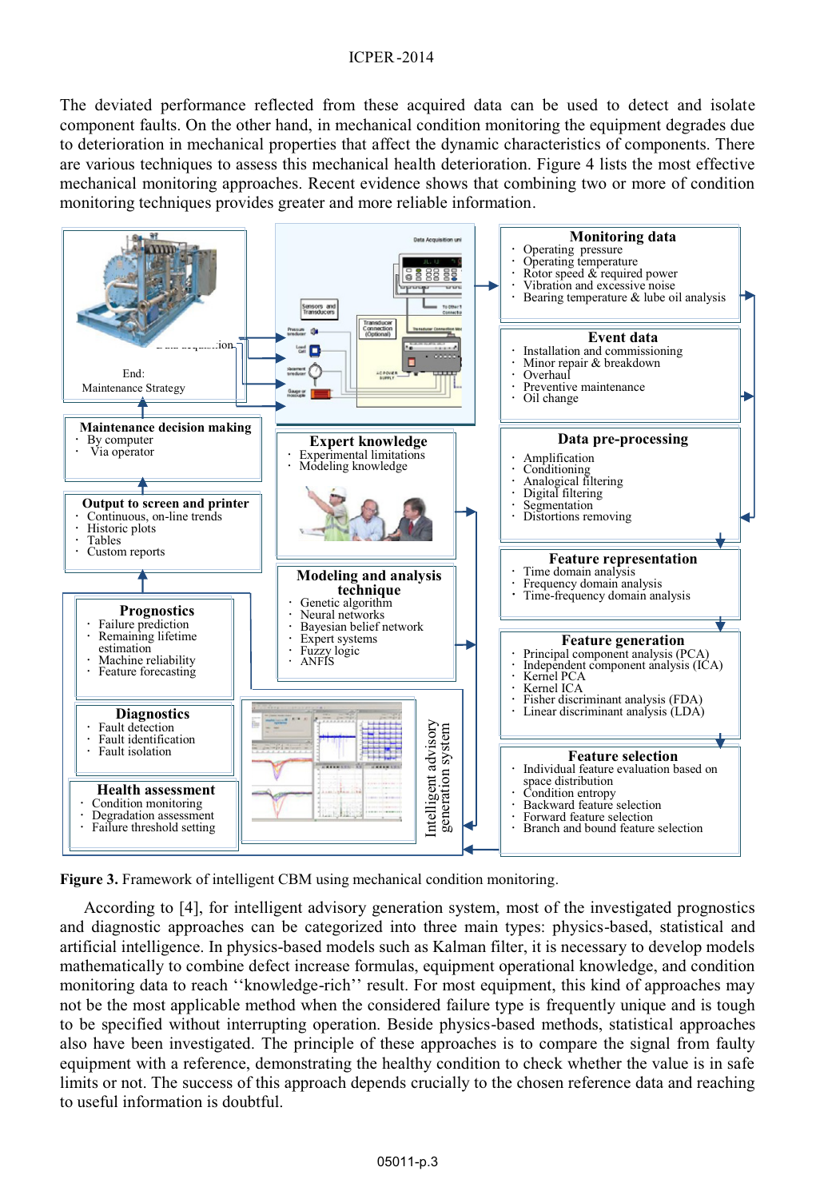The deviated performance reflected from these acquired data can be used to detect and isolate component faults. On the other hand, in mechanical condition monitoring the equipment degrades due to deterioration in mechanical properties that affect the dynamic characteristics of components. There are various techniques to assess this mechanical health deterioration. Figure 4 lists the most effective mechanical monitoring approaches. Recent evidence shows that combining two or more of condition monitoring techniques provides greater and more reliable information.

**Monitoring data**
- Operating pressure
- Operating temperature
- Rotor speed & required power
- Vibration and excessive noise
- Bearing temperature & lube oil analysis

**Event data**
- Installation and commissioning
- Minor repair & breakdown
- Overhaul
- Preventive maintenance
- Oil change

**Data pre-processing**
- Amplification
- Conditioning
- Analogical filtering
- Digital filtering
- Segmentation
- Distortions removing

**Feature representation**
- Time domain analysis
- Frequency domain analysis
- Time-frequency domain analysis

**Feature generation**
- Principal component analysis (PCA)
- Independent component analysis (ICA)
- Kernel PCA
- Kernel ICA
- Fisher discriminant analysis (FDA)
- Linear discriminant analysis (LDA)

**Feature selection**
- Individual feature evaluation based on space distribution
- Condition entropy
- Backward feature selection
- Forward feature selection
- Branch and bound feature selection

**Expert knowledge**
- Experimental limitations
- Modeling knowledge

**Modeling and analysis technique**
- Genetic algorithm
- Neural networks
- Bayesian belief network
- Expert systems
- Fuzzy logic
- ANFIS

**Intelligent advisory generation system**

**Prognostics**
- Failure prediction
- Remaining lifetime estimation
- Machine reliability
- Feature forecasting

**Diagnostics**
- Fault detection
- Fault identification
- Fault isolation

**Health assessment**
- Condition monitoring
- Degradation assessment
- Failure threshold setting

**Output to screen and printer**
- Continuous, on-line trends
- Historic plots
- Tables
- Custom reports

**Maintenance decision making**
- By computer
- Via operator

End: Maintenance Strategy

**Figure 3.** Framework of intelligent CBM using mechanical condition monitoring.

According to [4], for intelligent advisory generation system, most of the investigated prognostics and diagnostic approaches can be categorized into three main types: physics-based, statistical and artificial intelligence. In physics-based models such as Kalman filter, it is necessary to develop models mathematically to combine defect increase formulas, equipment operational knowledge, and condition monitoring data to reach ''knowledge-rich'' result. For most equipment, this kind of approaches may not be the most applicable method when the considered failure type is frequently unique and is tough to be specified without interrupting operation. Beside physics-based methods, statistical approaches also have been investigated. The principle of these approaches is to compare the signal from faulty equipment with a reference, demonstrating the healthy condition to check whether the value is in safe limits or not. The success of this approach depends crucially to the chosen reference data and reaching to useful information is doubtful.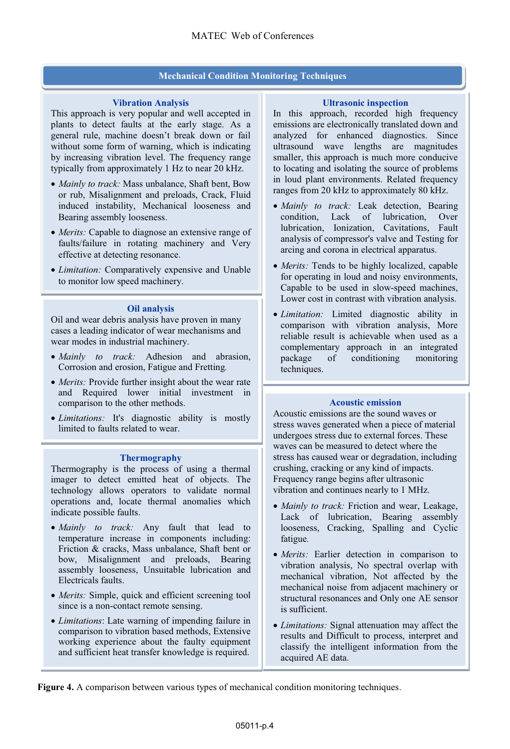## Mechanical Condition Monitoring Techniques

### Vibration Analysis

This approach is very popular and well accepted in plants to detect faults at the early stage. As a general rule, machine doesn't break down or fail without some form of warning, which is indicating by increasing vibration level. The frequency range typically from approximately 1 Hz to near 20 kHz.

- *Mainly to track:* Mass unbalance, Shaft bent, Bow or rub, Misalignment and preloads, Crack, Fluid induced instability, Mechanical looseness and Bearing assembly looseness.
- *Merits:* Capable to diagnose an extensive range of faults/failure in rotating machinery and Very effective at detecting resonance.
- *Limitation:* Comparatively expensive and Unable to monitor low speed machinery.

### Oil analysis

Oil and wear debris analysis have proven in many cases a leading indicator of wear mechanisms and wear modes in industrial machinery.

- *Mainly to track:* Adhesion and abrasion, Corrosion and erosion, Fatigue and Fretting.
- *Merits:* Provide further insight about the wear rate and Required lower initial investment in comparison to the other methods.
- *Limitations:* It's diagnostic ability is mostly limited to faults related to wear.

### Thermography

Thermography is the process of using a thermal imager to detect emitted heat of objects. The technology allows operators to validate normal operations and, locate thermal anomalies which indicate possible faults.

- *Mainly to track:* Any fault that lead to temperature increase in components including: Friction & cracks, Mass unbalance, Shaft bent or bow, Misalignment and preloads, Bearing assembly looseness, Unsuitable lubrication and Electricals faults.
- *Merits:* Simple, quick and efficient screening tool since is a non-contact remote sensing.
- *Limitations*: Late warning of impending failure in comparison to vibration based methods, Extensive working experience about the faulty equipment and sufficient heat transfer knowledge is required.

### Ultrasonic inspection

In this approach, recorded high frequency emissions are electronically translated down and analyzed for enhanced diagnostics. Since ultrasound wave lengths are magnitudes smaller, this approach is much more conducive to locating and isolating the source of problems in loud plant environments. Related frequency ranges from 20 kHz to approximately 80 kHz.

- *Mainly to track:* Leak detection, Bearing condition, Lack of lubrication, Over lubrication, Ionization, Cavitations, Fault analysis of compressor's valve and Testing for arcing and corona in electrical apparatus.
- *Merits:* Tends to be highly localized, capable for operating in loud and noisy environments, Capable to be used in slow-speed machines, Lower cost in contrast with vibration analysis.
- *Limitation:* Limited diagnostic ability in comparison with vibration analysis, More reliable result is achievable when used as a complementary approach in an integrated package of conditioning monitoring techniques.

### Acoustic emission

Acoustic emissions are the sound waves or stress waves generated when a piece of material undergoes stress due to external forces. These waves can be measured to detect where the stress has caused wear or degradation, including crushing, cracking or any kind of impacts. Frequency range begins after ultrasonic vibration and continues nearly to 1 MHz.

- *Mainly to track:* Friction and wear, Leakage, Lack of lubrication, Bearing assembly looseness, Cracking, Spalling and Cyclic fatigue.
- *Merits:* Earlier detection in comparison to vibration analysis, No spectral overlap with mechanical vibration, Not affected by the mechanical noise from adjacent machinery or structural resonances and Only one AE sensor is sufficient.
- *Limitations:* Signal attenuation may affect the results and Difficult to process, interpret and classify the intelligent information from the acquired AE data.

**Figure 4.** A comparison between various types of mechanical condition monitoring techniques.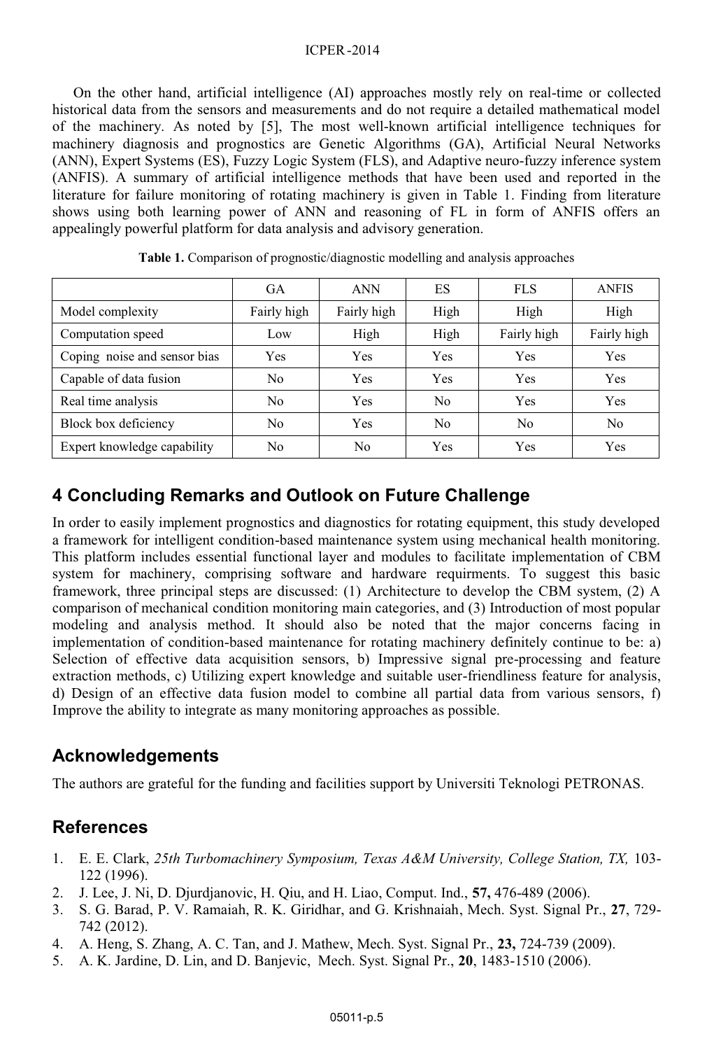On the other hand, artificial intelligence (AI) approaches mostly rely on real-time or collected historical data from the sensors and measurements and do not require a detailed mathematical model of the machinery. As noted by [5], The most well-known artificial intelligence techniques for machinery diagnosis and prognostics are Genetic Algorithms (GA), Artificial Neural Networks (ANN), Expert Systems (ES), Fuzzy Logic System (FLS), and Adaptive neuro-fuzzy inference system (ANFIS). A summary of artificial intelligence methods that have been used and reported in the literature for failure monitoring of rotating machinery is given in Table 1. Finding from literature shows using both learning power of ANN and reasoning of FL in form of ANFIS offers an appealingly powerful platform for data analysis and advisory generation.

**Table 1.** Comparison of prognostic/diagnostic modelling and analysis approaches

| | GA | ANN | ES | FLS | ANFIS |
|---|---|---|---|---|---|
| Model complexity | Fairly high | Fairly high | High | High | High |
| Computation speed | Low | High | High | Fairly high | Fairly high |
| Coping noise and sensor bias | Yes | Yes | Yes | Yes | Yes |
| Capable of data fusion | No | Yes | Yes | Yes | Yes |
| Real time analysis | No | Yes | No | Yes | Yes |
| Block box deficiency | No | Yes | No | No | No |
| Expert knowledge capability | No | No | Yes | Yes | Yes |

## 4 Concluding Remarks and Outlook on Future Challenge

In order to easily implement prognostics and diagnostics for rotating equipment, this study developed a framework for intelligent condition-based maintenance system using mechanical health monitoring. This platform includes essential functional layer and modules to facilitate implementation of CBM system for machinery, comprising software and hardware requirments. To suggest this basic framework, three principal steps are discussed: (1) Architecture to develop the CBM system, (2) A comparison of mechanical condition monitoring main categories, and (3) Introduction of most popular modeling and analysis method. It should also be noted that the major concerns facing in implementation of condition-based maintenance for rotating machinery definitely continue to be: a) Selection of effective data acquisition sensors, b) Impressive signal pre-processing and feature extraction methods, c) Utilizing expert knowledge and suitable user-friendliness feature for analysis, d) Design of an effective data fusion model to combine all partial data from various sensors, f) Improve the ability to integrate as many monitoring approaches as possible.

## Acknowledgements

The authors are grateful for the funding and facilities support by Universiti Teknologi PETRONAS.

## References

1. E. E. Clark, *25th Turbomachinery Symposium, Texas A&M University, College Station, TX,* 103-122 (1996).
2. J. Lee, J. Ni, D. Djurdjanovic, H. Qiu, and H. Liao, Comput. Ind., **57,** 476-489 (2006).
3. S. G. Barad, P. V. Ramaiah, R. K. Giridhar, and G. Krishnaiah, Mech. Syst. Signal Pr., **27**, 729-742 (2012).
4. A. Heng, S. Zhang, A. C. Tan, and J. Mathew, Mech. Syst. Signal Pr., **23,** 724-739 (2009).
5. A. K. Jardine, D. Lin, and D. Banjevic, Mech. Syst. Signal Pr., **20**, 1483-1510 (2006).